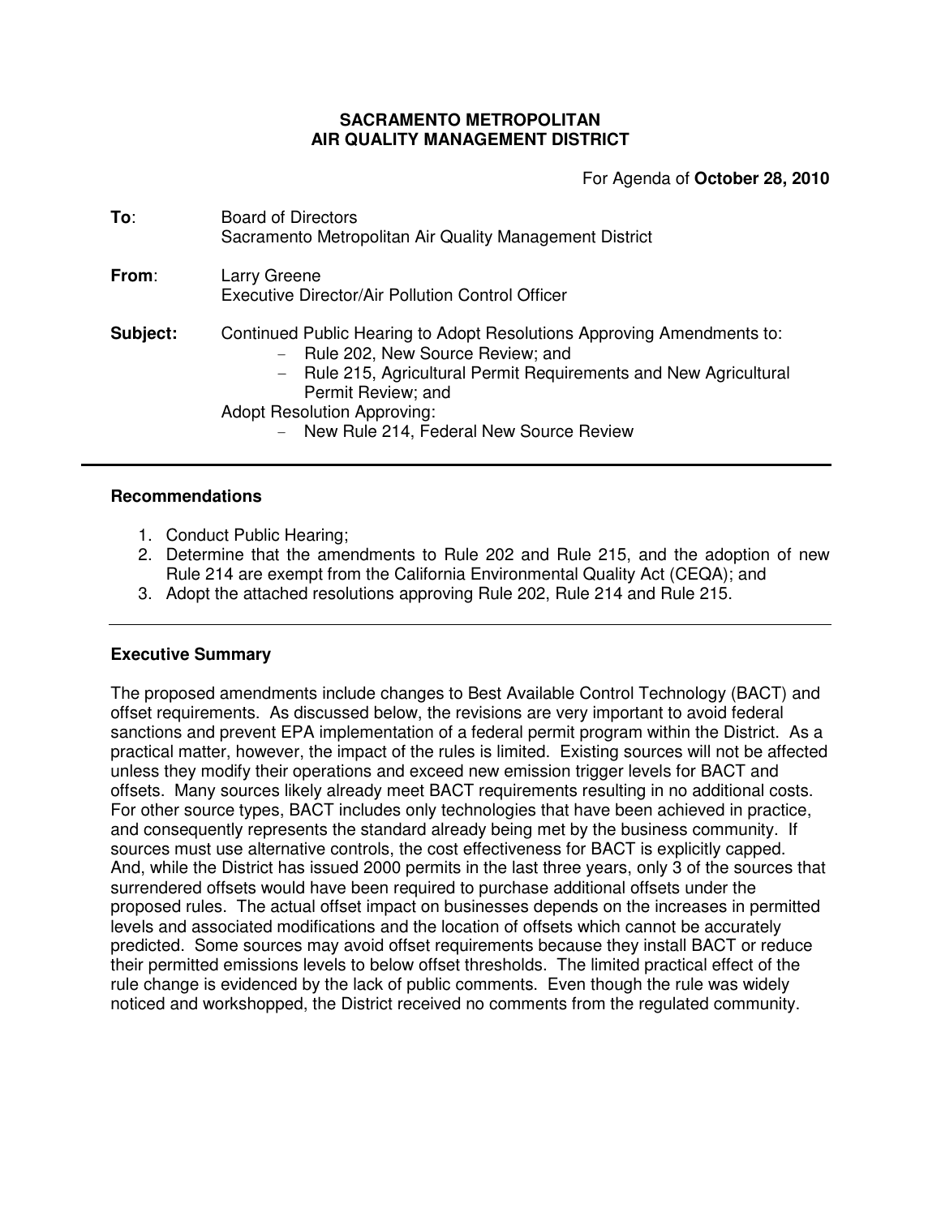**SACRAMENTO METROPOLITAN**
**AIR QUALITY MANAGEMENT DISTRICT**

For Agenda of **October 28, 2010**

**To**: Board of Directors
Sacramento Metropolitan Air Quality Management District

**From**: Larry Greene
Executive Director/Air Pollution Control Officer

**Subject:** Continued Public Hearing to Adopt Resolutions Approving Amendments to:
- Rule 202, New Source Review; and
- Rule 215, Agricultural Permit Requirements and New Agricultural Permit Review; and

Adopt Resolution Approving:
- New Rule 214, Federal New Source Review

---

### Recommendations

1. Conduct Public Hearing;
2. Determine that the amendments to Rule 202 and Rule 215, and the adoption of new Rule 214 are exempt from the California Environmental Quality Act (CEQA); and
3. Adopt the attached resolutions approving Rule 202, Rule 214 and Rule 215.

---

### Executive Summary

The proposed amendments include changes to Best Available Control Technology (BACT) and offset requirements. As discussed below, the revisions are very important to avoid federal sanctions and prevent EPA implementation of a federal permit program within the District. As a practical matter, however, the impact of the rules is limited. Existing sources will not be affected unless they modify their operations and exceed new emission trigger levels for BACT and offsets. Many sources likely already meet BACT requirements resulting in no additional costs. For other source types, BACT includes only technologies that have been achieved in practice, and consequently represents the standard already being met by the business community. If sources must use alternative controls, the cost effectiveness for BACT is explicitly capped. And, while the District has issued 2000 permits in the last three years, only 3 of the sources that surrendered offsets would have been required to purchase additional offsets under the proposed rules. The actual offset impact on businesses depends on the increases in permitted levels and associated modifications and the location of offsets which cannot be accurately predicted. Some sources may avoid offset requirements because they install BACT or reduce their permitted emissions levels to below offset thresholds. The limited practical effect of the rule change is evidenced by the lack of public comments. Even though the rule was widely noticed and workshopped, the District received no comments from the regulated community.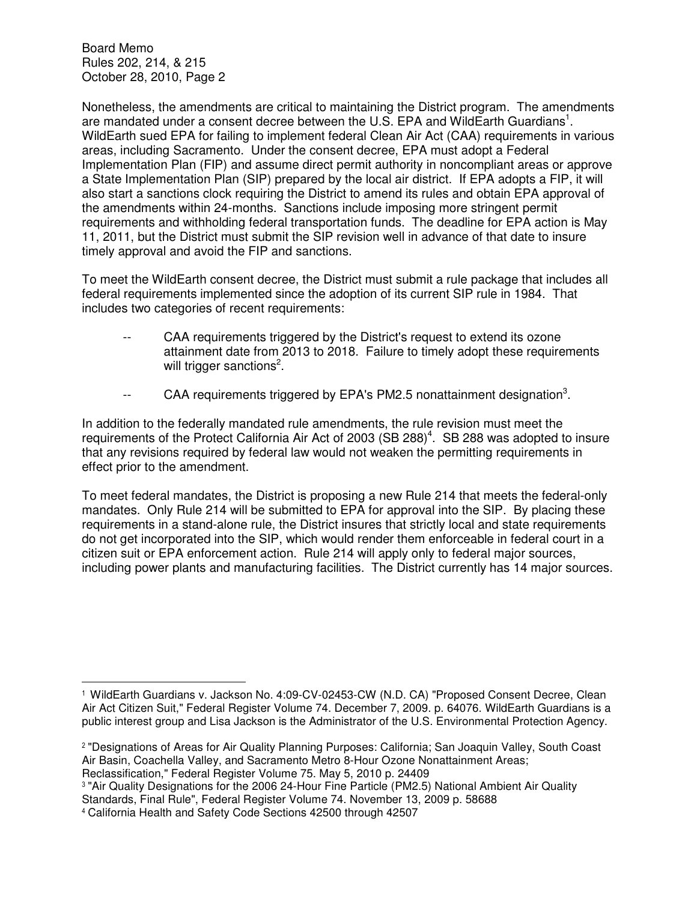Nonetheless, the amendments are critical to maintaining the District program. The amendments are mandated under a consent decree between the U.S. EPA and WildEarth Guardians[1]. WildEarth sued EPA for failing to implement federal Clean Air Act (CAA) requirements in various areas, including Sacramento. Under the consent decree, EPA must adopt a Federal Implementation Plan (FIP) and assume direct permit authority in noncompliant areas or approve a State Implementation Plan (SIP) prepared by the local air district. If EPA adopts a FIP, it will also start a sanctions clock requiring the District to amend its rules and obtain EPA approval of the amendments within 24-months. Sanctions include imposing more stringent permit requirements and withholding federal transportation funds. The deadline for EPA action is May 11, 2011, but the District must submit the SIP revision well in advance of that date to insure timely approval and avoid the FIP and sanctions.

To meet the WildEarth consent decree, the District must submit a rule package that includes all federal requirements implemented since the adoption of its current SIP rule in 1984. That includes two categories of recent requirements:

- CAA requirements triggered by the District's request to extend its ozone attainment date from 2013 to 2018. Failure to timely adopt these requirements will trigger sanctions[2].
- CAA requirements triggered by EPA's PM2.5 nonattainment designation[3].

In addition to the federally mandated rule amendments, the rule revision must meet the requirements of the Protect California Air Act of 2003 (SB 288)[4]. SB 288 was adopted to insure that any revisions required by federal law would not weaken the permitting requirements in effect prior to the amendment.

To meet federal mandates, the District is proposing a new Rule 214 that meets the federal-only mandates. Only Rule 214 will be submitted to EPA for approval into the SIP. By placing these requirements in a stand-alone rule, the District insures that strictly local and state requirements do not get incorporated into the SIP, which would render them enforceable in federal court in a citizen suit or EPA enforcement action. Rule 214 will apply only to federal major sources, including power plants and manufacturing facilities. The District currently has 14 major sources.

---

[1] WildEarth Guardians v. Jackson No. 4:09-CV-02453-CW (N.D. CA) "Proposed Consent Decree, Clean Air Act Citizen Suit," Federal Register Volume 74. December 7, 2009. p. 64076. WildEarth Guardians is a public interest group and Lisa Jackson is the Administrator of the U.S. Environmental Protection Agency.

[2] "Designations of Areas for Air Quality Planning Purposes: California; San Joaquin Valley, South Coast Air Basin, Coachella Valley, and Sacramento Metro 8-Hour Ozone Nonattainment Areas; Reclassification," Federal Register Volume 75. May 5, 2010 p. 24409

[3] "Air Quality Designations for the 2006 24-Hour Fine Particle (PM2.5) National Ambient Air Quality Standards, Final Rule", Federal Register Volume 74. November 13, 2009 p. 58688

[4] California Health and Safety Code Sections 42500 through 42507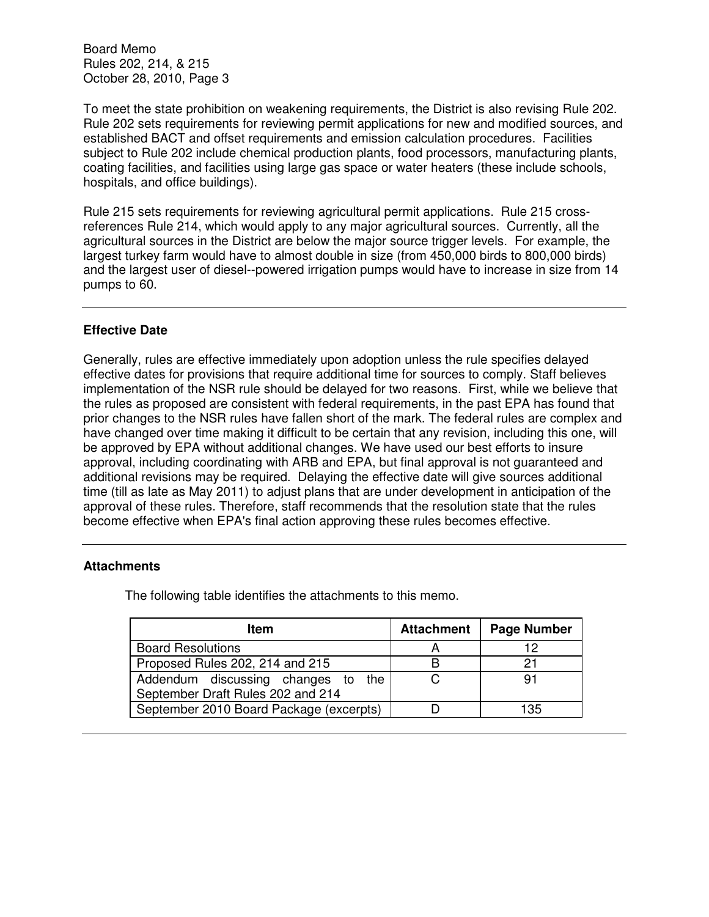To meet the state prohibition on weakening requirements, the District is also revising Rule 202. Rule 202 sets requirements for reviewing permit applications for new and modified sources, and established BACT and offset requirements and emission calculation procedures. Facilities subject to Rule 202 include chemical production plants, food processors, manufacturing plants, coating facilities, and facilities using large gas space or water heaters (these include schools, hospitals, and office buildings).

Rule 215 sets requirements for reviewing agricultural permit applications. Rule 215 cross-references Rule 214, which would apply to any major agricultural sources. Currently, all the agricultural sources in the District are below the major source trigger levels. For example, the largest turkey farm would have to almost double in size (from 450,000 birds to 800,000 birds) and the largest user of diesel--powered irrigation pumps would have to increase in size from 14 pumps to 60.

---

### Effective Date

Generally, rules are effective immediately upon adoption unless the rule specifies delayed effective dates for provisions that require additional time for sources to comply. Staff believes implementation of the NSR rule should be delayed for two reasons. First, while we believe that the rules as proposed are consistent with federal requirements, in the past EPA has found that prior changes to the NSR rules have fallen short of the mark. The federal rules are complex and have changed over time making it difficult to be certain that any revision, including this one, will be approved by EPA without additional changes. We have used our best efforts to insure approval, including coordinating with ARB and EPA, but final approval is not guaranteed and additional revisions may be required. Delaying the effective date will give sources additional time (till as late as May 2011) to adjust plans that are under development in anticipation of the approval of these rules. Therefore, staff recommends that the resolution state that the rules become effective when EPA's final action approving these rules becomes effective.

---

### Attachments

The following table identifies the attachments to this memo.

| Item | Attachment | Page Number |
|---|---|---|
| Board Resolutions | A | 12 |
| Proposed Rules 202, 214 and 215 | B | 21 |
| Addendum discussing changes to the September Draft Rules 202 and 214 | C | 91 |
| September 2010 Board Package (excerpts) | D | 135 |

---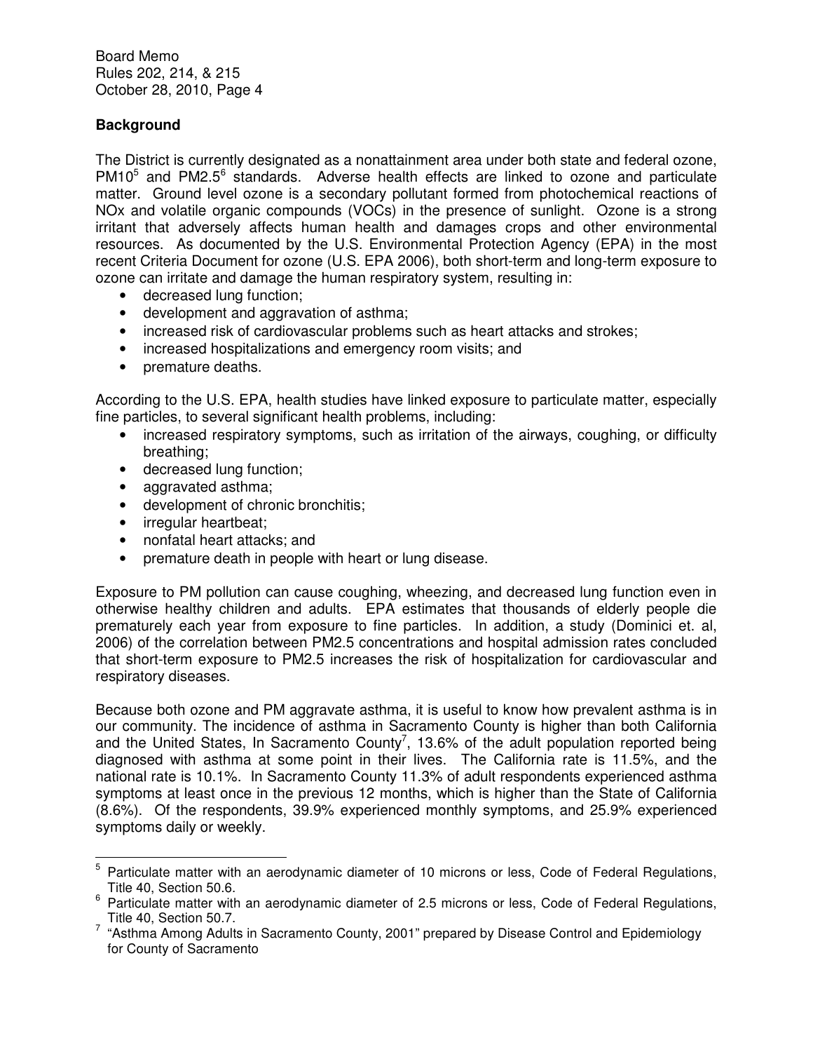## Background

The District is currently designated as a nonattainment area under both state and federal ozone, PM10[5] and PM2.5[6] standards. Adverse health effects are linked to ozone and particulate matter. Ground level ozone is a secondary pollutant formed from photochemical reactions of NOx and volatile organic compounds (VOCs) in the presence of sunlight. Ozone is a strong irritant that adversely affects human health and damages crops and other environmental resources. As documented by the U.S. Environmental Protection Agency (EPA) in the most recent Criteria Document for ozone (U.S. EPA 2006), both short-term and long-term exposure to ozone can irritate and damage the human respiratory system, resulting in:

- decreased lung function;
- development and aggravation of asthma;
- increased risk of cardiovascular problems such as heart attacks and strokes;
- increased hospitalizations and emergency room visits; and
- premature deaths.

According to the U.S. EPA, health studies have linked exposure to particulate matter, especially fine particles, to several significant health problems, including:

- increased respiratory symptoms, such as irritation of the airways, coughing, or difficulty breathing;
- decreased lung function;
- aggravated asthma;
- development of chronic bronchitis;
- irregular heartbeat;
- nonfatal heart attacks; and
- premature death in people with heart or lung disease.

Exposure to PM pollution can cause coughing, wheezing, and decreased lung function even in otherwise healthy children and adults. EPA estimates that thousands of elderly people die prematurely each year from exposure to fine particles. In addition, a study (Dominici et. al, 2006) of the correlation between PM2.5 concentrations and hospital admission rates concluded that short-term exposure to PM2.5 increases the risk of hospitalization for cardiovascular and respiratory diseases.

Because both ozone and PM aggravate asthma, it is useful to know how prevalent asthma is in our community. The incidence of asthma in Sacramento County is higher than both California and the United States, In Sacramento County[7], 13.6% of the adult population reported being diagnosed with asthma at some point in their lives. The California rate is 11.5%, and the national rate is 10.1%. In Sacramento County 11.3% of adult respondents experienced asthma symptoms at least once in the previous 12 months, which is higher than the State of California (8.6%). Of the respondents, 39.9% experienced monthly symptoms, and 25.9% experienced symptoms daily or weekly.

---

[5] Particulate matter with an aerodynamic diameter of 10 microns or less, Code of Federal Regulations, Title 40, Section 50.6.

[6] Particulate matter with an aerodynamic diameter of 2.5 microns or less, Code of Federal Regulations, Title 40, Section 50.7.

[7] "Asthma Among Adults in Sacramento County, 2001" prepared by Disease Control and Epidemiology for County of Sacramento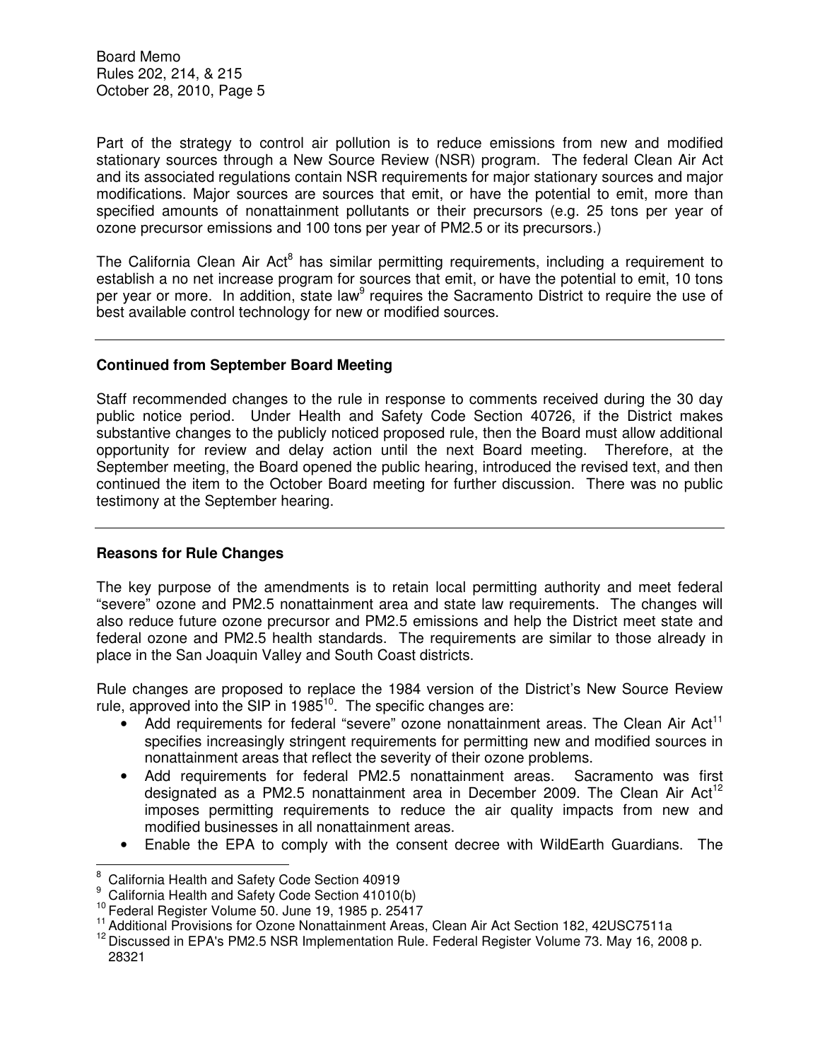Part of the strategy to control air pollution is to reduce emissions from new and modified stationary sources through a New Source Review (NSR) program. The federal Clean Air Act and its associated regulations contain NSR requirements for major stationary sources and major modifications. Major sources are sources that emit, or have the potential to emit, more than specified amounts of nonattainment pollutants or their precursors (e.g. 25 tons per year of ozone precursor emissions and 100 tons per year of PM2.5 or its precursors.)

The California Clean Air Act[8] has similar permitting requirements, including a requirement to establish a no net increase program for sources that emit, or have the potential to emit, 10 tons per year or more. In addition, state law[9] requires the Sacramento District to require the use of best available control technology for new or modified sources.

---

**Continued from September Board Meeting**

Staff recommended changes to the rule in response to comments received during the 30 day public notice period. Under Health and Safety Code Section 40726, if the District makes substantive changes to the publicly noticed proposed rule, then the Board must allow additional opportunity for review and delay action until the next Board meeting. Therefore, at the September meeting, the Board opened the public hearing, introduced the revised text, and then continued the item to the October Board meeting for further discussion. There was no public testimony at the September hearing.

---

**Reasons for Rule Changes**

The key purpose of the amendments is to retain local permitting authority and meet federal "severe" ozone and PM2.5 nonattainment area and state law requirements. The changes will also reduce future ozone precursor and PM2.5 emissions and help the District meet state and federal ozone and PM2.5 health standards. The requirements are similar to those already in place in the San Joaquin Valley and South Coast districts.

Rule changes are proposed to replace the 1984 version of the District's New Source Review rule, approved into the SIP in 1985[10]. The specific changes are:

- Add requirements for federal "severe" ozone nonattainment areas. The Clean Air Act[11] specifies increasingly stringent requirements for permitting new and modified sources in nonattainment areas that reflect the severity of their ozone problems.
- Add requirements for federal PM2.5 nonattainment areas. Sacramento was first designated as a PM2.5 nonattainment area in December 2009. The Clean Air Act[12] imposes permitting requirements to reduce the air quality impacts from new and modified businesses in all nonattainment areas.
- Enable the EPA to comply with the consent decree with WildEarth Guardians. The

---

[8] California Health and Safety Code Section 40919

[9] California Health and Safety Code Section 41010(b)

[10] Federal Register Volume 50. June 19, 1985 p. 25417

[11] Additional Provisions for Ozone Nonattainment Areas, Clean Air Act Section 182, 42USC7511a

[12] Discussed in EPA's PM2.5 NSR Implementation Rule. Federal Register Volume 73. May 16, 2008 p. 28321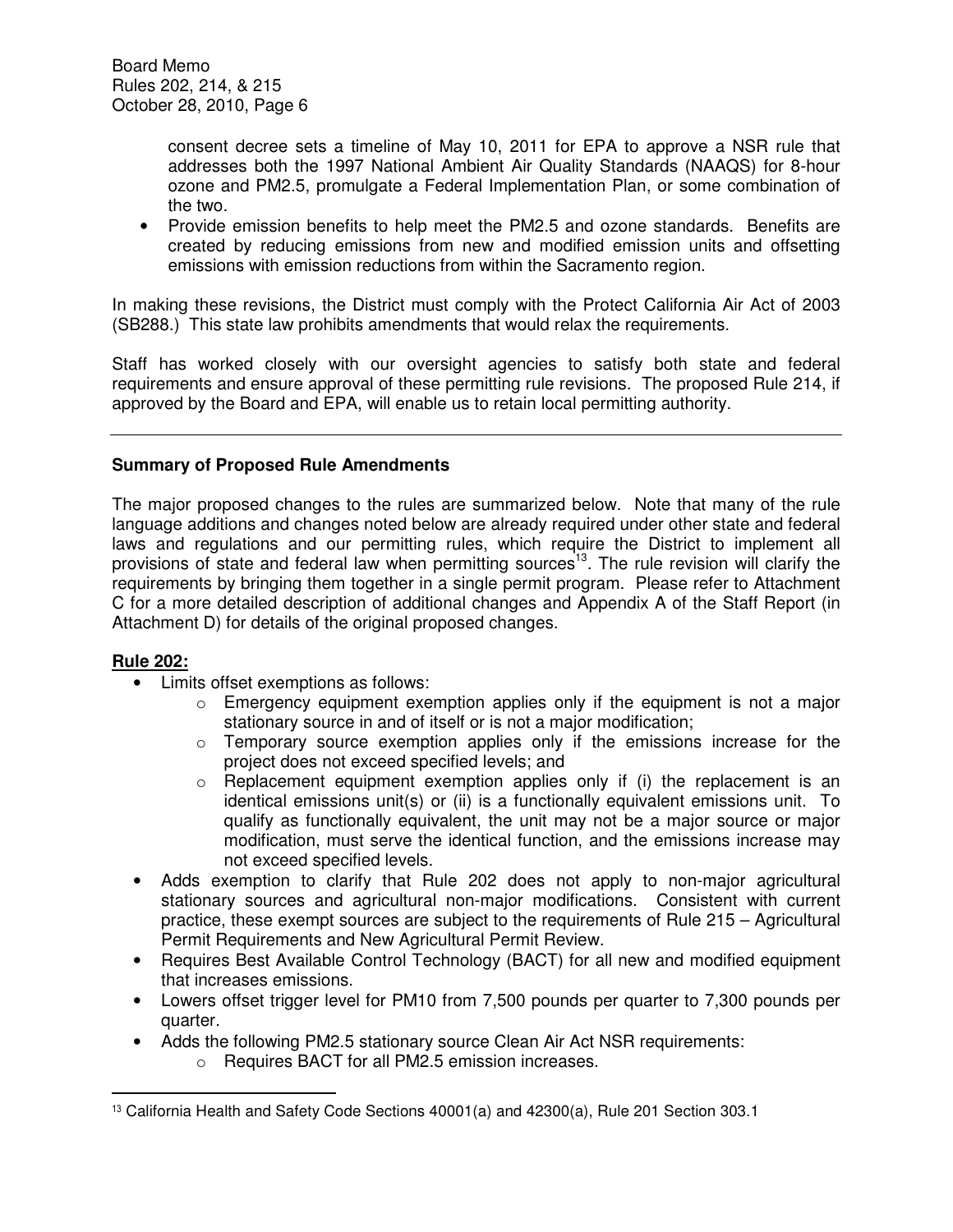consent decree sets a timeline of May 10, 2011 for EPA to approve a NSR rule that addresses both the 1997 National Ambient Air Quality Standards (NAAQS) for 8-hour ozone and PM2.5, promulgate a Federal Implementation Plan, or some combination of the two.

- Provide emission benefits to help meet the PM2.5 and ozone standards. Benefits are created by reducing emissions from new and modified emission units and offsetting emissions with emission reductions from within the Sacramento region.

In making these revisions, the District must comply with the Protect California Air Act of 2003 (SB288.) This state law prohibits amendments that would relax the requirements.

Staff has worked closely with our oversight agencies to satisfy both state and federal requirements and ensure approval of these permitting rule revisions. The proposed Rule 214, if approved by the Board and EPA, will enable us to retain local permitting authority.

---

**Summary of Proposed Rule Amendments**

The major proposed changes to the rules are summarized below. Note that many of the rule language additions and changes noted below are already required under other state and federal laws and regulations and our permitting rules, which require the District to implement all provisions of state and federal law when permitting sources[13]. The rule revision will clarify the requirements by bringing them together in a single permit program. Please refer to Attachment C for a more detailed description of additional changes and Appendix A of the Staff Report (in Attachment D) for details of the original proposed changes.

**<u>Rule 202:</u>**

- Limits offset exemptions as follows:
  - Emergency equipment exemption applies only if the equipment is not a major stationary source in and of itself or is not a major modification;
  - Temporary source exemption applies only if the emissions increase for the project does not exceed specified levels; and
  - Replacement equipment exemption applies only if (i) the replacement is an identical emissions unit(s) or (ii) is a functionally equivalent emissions unit. To qualify as functionally equivalent, the unit may not be a major source or major modification, must serve the identical function, and the emissions increase may not exceed specified levels.
- Adds exemption to clarify that Rule 202 does not apply to non-major agricultural stationary sources and agricultural non-major modifications. Consistent with current practice, these exempt sources are subject to the requirements of Rule 215 – Agricultural Permit Requirements and New Agricultural Permit Review.
- Requires Best Available Control Technology (BACT) for all new and modified equipment that increases emissions.
- Lowers offset trigger level for PM10 from 7,500 pounds per quarter to 7,300 pounds per quarter.
- Adds the following PM2.5 stationary source Clean Air Act NSR requirements:
  - Requires BACT for all PM2.5 emission increases.

---

[13] California Health and Safety Code Sections 40001(a) and 42300(a), Rule 201 Section 303.1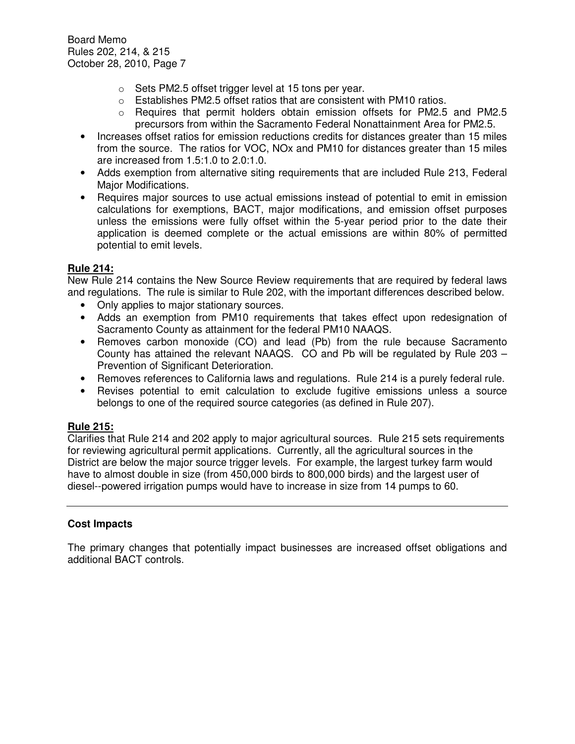- Sets PM2.5 offset trigger level at 15 tons per year.
  - Establishes PM2.5 offset ratios that are consistent with PM10 ratios.
  - Requires that permit holders obtain emission offsets for PM2.5 and PM2.5 precursors from within the Sacramento Federal Nonattainment Area for PM2.5.
- Increases offset ratios for emission reductions credits for distances greater than 15 miles from the source. The ratios for VOC, NOx and PM10 for distances greater than 15 miles are increased from 1.5:1.0 to 2.0:1.0.
- Adds exemption from alternative siting requirements that are included Rule 213, Federal Major Modifications.
- Requires major sources to use actual emissions instead of potential to emit in emission calculations for exemptions, BACT, major modifications, and emission offset purposes unless the emissions were fully offset within the 5-year period prior to the date their application is deemed complete or the actual emissions are within 80% of permitted potential to emit levels.

**Rule 214:**

New Rule 214 contains the New Source Review requirements that are required by federal laws and regulations. The rule is similar to Rule 202, with the important differences described below.

- Only applies to major stationary sources.
- Adds an exemption from PM10 requirements that takes effect upon redesignation of Sacramento County as attainment for the federal PM10 NAAQS.
- Removes carbon monoxide (CO) and lead (Pb) from the rule because Sacramento County has attained the relevant NAAQS. CO and Pb will be regulated by Rule 203 – Prevention of Significant Deterioration.
- Removes references to California laws and regulations. Rule 214 is a purely federal rule.
- Revises potential to emit calculation to exclude fugitive emissions unless a source belongs to one of the required source categories (as defined in Rule 207).

**Rule 215:**

Clarifies that Rule 214 and 202 apply to major agricultural sources. Rule 215 sets requirements for reviewing agricultural permit applications. Currently, all the agricultural sources in the District are below the major source trigger levels. For example, the largest turkey farm would have to almost double in size (from 450,000 birds to 800,000 birds) and the largest user of diesel--powered irrigation pumps would have to increase in size from 14 pumps to 60.

---

**Cost Impacts**

The primary changes that potentially impact businesses are increased offset obligations and additional BACT controls.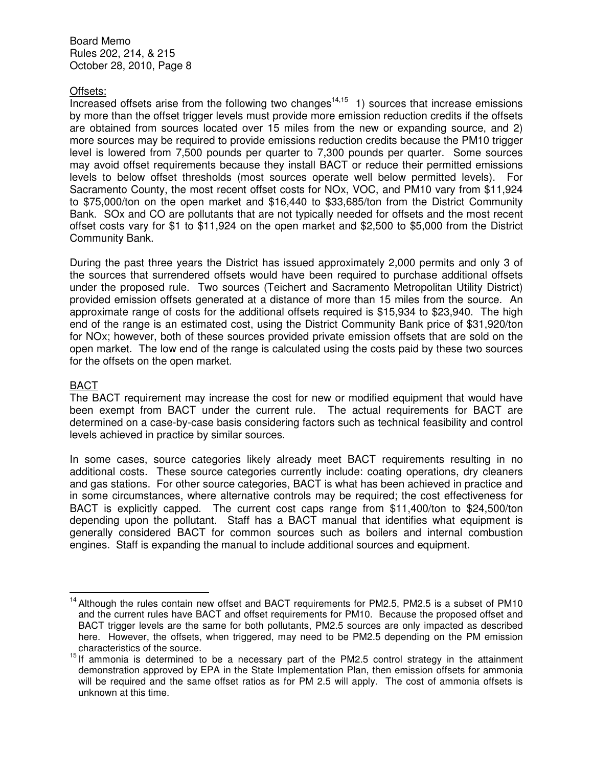Offsets:

Increased offsets arise from the following two changes[14,15] 1) sources that increase emissions by more than the offset trigger levels must provide more emission reduction credits if the offsets are obtained from sources located over 15 miles from the new or expanding source, and 2) more sources may be required to provide emissions reduction credits because the PM10 trigger level is lowered from 7,500 pounds per quarter to 7,300 pounds per quarter. Some sources may avoid offset requirements because they install BACT or reduce their permitted emissions levels to below offset thresholds (most sources operate well below permitted levels). For Sacramento County, the most recent offset costs for NOx, VOC, and PM10 vary from $11,924 to $75,000/ton on the open market and $16,440 to $33,685/ton from the District Community Bank. SOx and CO are pollutants that are not typically needed for offsets and the most recent offset costs vary for $1 to $11,924 on the open market and $2,500 to $5,000 from the District Community Bank.

During the past three years the District has issued approximately 2,000 permits and only 3 of the sources that surrendered offsets would have been required to purchase additional offsets under the proposed rule. Two sources (Teichert and Sacramento Metropolitan Utility District) provided emission offsets generated at a distance of more than 15 miles from the source. An approximate range of costs for the additional offsets required is $15,934 to $23,940. The high end of the range is an estimated cost, using the District Community Bank price of $31,920/ton for NOx; however, both of these sources provided private emission offsets that are sold on the open market. The low end of the range is calculated using the costs paid by these two sources for the offsets on the open market.

BACT

The BACT requirement may increase the cost for new or modified equipment that would have been exempt from BACT under the current rule. The actual requirements for BACT are determined on a case-by-case basis considering factors such as technical feasibility and control levels achieved in practice by similar sources.

In some cases, source categories likely already meet BACT requirements resulting in no additional costs. These source categories currently include: coating operations, dry cleaners and gas stations. For other source categories, BACT is what has been achieved in practice and in some circumstances, where alternative controls may be required; the cost effectiveness for BACT is explicitly capped. The current cost caps range from $11,400/ton to $24,500/ton depending upon the pollutant. Staff has a BACT manual that identifies what equipment is generally considered BACT for common sources such as boilers and internal combustion engines. Staff is expanding the manual to include additional sources and equipment.

---

[14] Although the rules contain new offset and BACT requirements for PM2.5, PM2.5 is a subset of PM10 and the current rules have BACT and offset requirements for PM10. Because the proposed offset and BACT trigger levels are the same for both pollutants, PM2.5 sources are only impacted as described here. However, the offsets, when triggered, may need to be PM2.5 depending on the PM emission characteristics of the source.

[15] If ammonia is determined to be a necessary part of the PM2.5 control strategy in the attainment demonstration approved by EPA in the State Implementation Plan, then emission offsets for ammonia will be required and the same offset ratios as for PM 2.5 will apply. The cost of ammonia offsets is unknown at this time.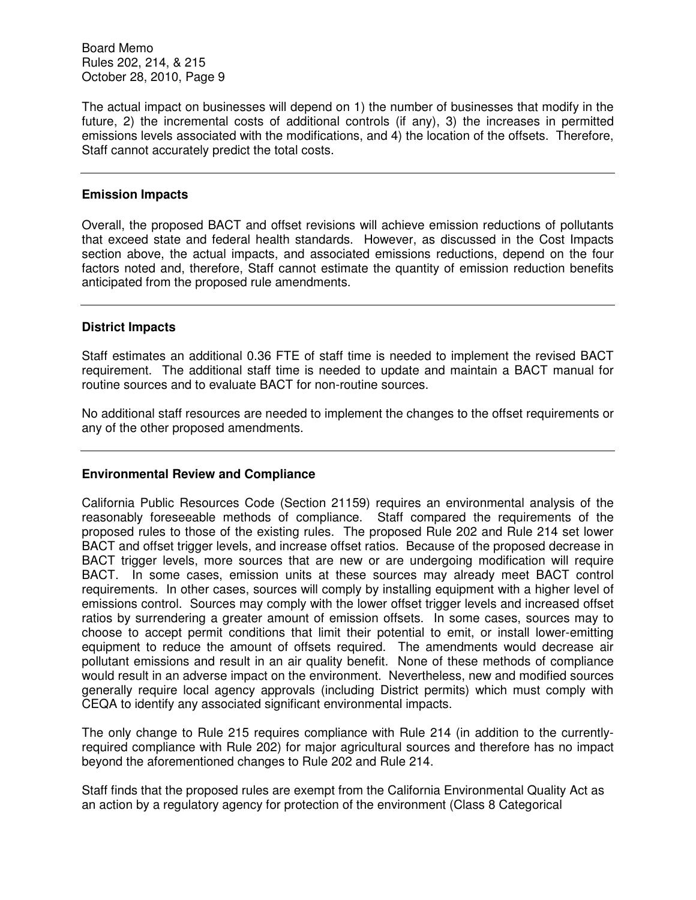The actual impact on businesses will depend on 1) the number of businesses that modify in the future, 2) the incremental costs of additional controls (if any), 3) the increases in permitted emissions levels associated with the modifications, and 4) the location of the offsets. Therefore, Staff cannot accurately predict the total costs.

---

## Emission Impacts

Overall, the proposed BACT and offset revisions will achieve emission reductions of pollutants that exceed state and federal health standards. However, as discussed in the Cost Impacts section above, the actual impacts, and associated emissions reductions, depend on the four factors noted and, therefore, Staff cannot estimate the quantity of emission reduction benefits anticipated from the proposed rule amendments.

---

## District Impacts

Staff estimates an additional 0.36 FTE of staff time is needed to implement the revised BACT requirement. The additional staff time is needed to update and maintain a BACT manual for routine sources and to evaluate BACT for non-routine sources.

No additional staff resources are needed to implement the changes to the offset requirements or any of the other proposed amendments.

---

## Environmental Review and Compliance

California Public Resources Code (Section 21159) requires an environmental analysis of the reasonably foreseeable methods of compliance. Staff compared the requirements of the proposed rules to those of the existing rules. The proposed Rule 202 and Rule 214 set lower BACT and offset trigger levels, and increase offset ratios. Because of the proposed decrease in BACT trigger levels, more sources that are new or are undergoing modification will require BACT. In some cases, emission units at these sources may already meet BACT control requirements. In other cases, sources will comply by installing equipment with a higher level of emissions control. Sources may comply with the lower offset trigger levels and increased offset ratios by surrendering a greater amount of emission offsets. In some cases, sources may to choose to accept permit conditions that limit their potential to emit, or install lower-emitting equipment to reduce the amount of offsets required. The amendments would decrease air pollutant emissions and result in an air quality benefit. None of these methods of compliance would result in an adverse impact on the environment. Nevertheless, new and modified sources generally require local agency approvals (including District permits) which must comply with CEQA to identify any associated significant environmental impacts.

The only change to Rule 215 requires compliance with Rule 214 (in addition to the currently-required compliance with Rule 202) for major agricultural sources and therefore has no impact beyond the aforementioned changes to Rule 202 and Rule 214.

Staff finds that the proposed rules are exempt from the California Environmental Quality Act as an action by a regulatory agency for protection of the environment (Class 8 Categorical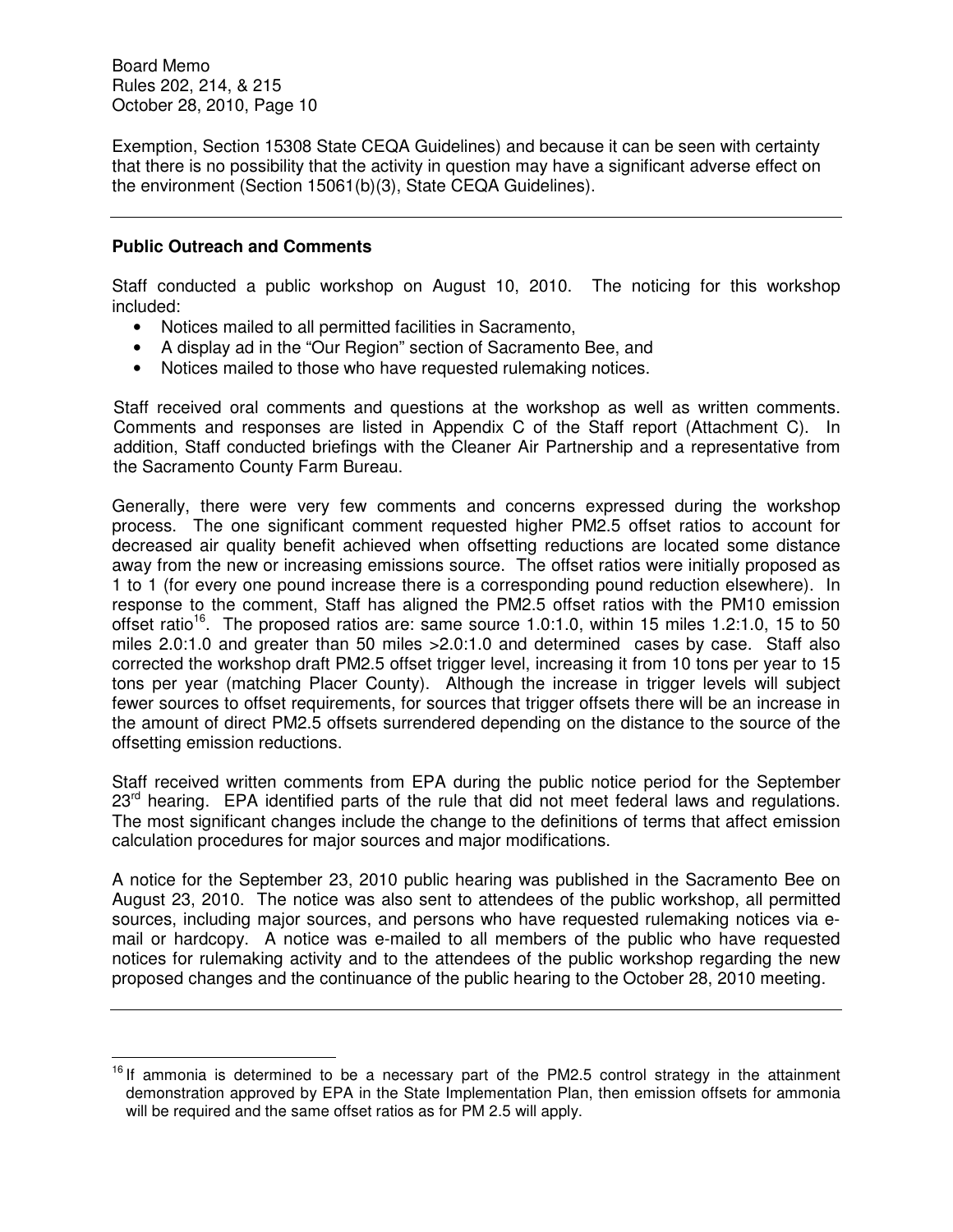Exemption, Section 15308 State CEQA Guidelines) and because it can be seen with certainty that there is no possibility that the activity in question may have a significant adverse effect on the environment (Section 15061(b)(3), State CEQA Guidelines).

---

**Public Outreach and Comments**

Staff conducted a public workshop on August 10, 2010. The noticing for this workshop included:

- Notices mailed to all permitted facilities in Sacramento,
- A display ad in the "Our Region" section of Sacramento Bee, and
- Notices mailed to those who have requested rulemaking notices.

Staff received oral comments and questions at the workshop as well as written comments. Comments and responses are listed in Appendix C of the Staff report (Attachment C). In addition, Staff conducted briefings with the Cleaner Air Partnership and a representative from the Sacramento County Farm Bureau.

Generally, there were very few comments and concerns expressed during the workshop process. The one significant comment requested higher PM2.5 offset ratios to account for decreased air quality benefit achieved when offsetting reductions are located some distance away from the new or increasing emissions source. The offset ratios were initially proposed as 1 to 1 (for every one pound increase there is a corresponding pound reduction elsewhere). In response to the comment, Staff has aligned the PM2.5 offset ratios with the PM10 emission offset ratio[16]. The proposed ratios are: same source 1.0:1.0, within 15 miles 1.2:1.0, 15 to 50 miles 2.0:1.0 and greater than 50 miles >2.0:1.0 and determined cases by case. Staff also corrected the workshop draft PM2.5 offset trigger level, increasing it from 10 tons per year to 15 tons per year (matching Placer County). Although the increase in trigger levels will subject fewer sources to offset requirements, for sources that trigger offsets there will be an increase in the amount of direct PM2.5 offsets surrendered depending on the distance to the source of the offsetting emission reductions.

Staff received written comments from EPA during the public notice period for the September 23rd hearing. EPA identified parts of the rule that did not meet federal laws and regulations. The most significant changes include the change to the definitions of terms that affect emission calculation procedures for major sources and major modifications.

A notice for the September 23, 2010 public hearing was published in the Sacramento Bee on August 23, 2010. The notice was also sent to attendees of the public workshop, all permitted sources, including major sources, and persons who have requested rulemaking notices via e-mail or hardcopy. A notice was e-mailed to all members of the public who have requested notices for rulemaking activity and to the attendees of the public workshop regarding the new proposed changes and the continuance of the public hearing to the October 28, 2010 meeting.

---

[16] If ammonia is determined to be a necessary part of the PM2.5 control strategy in the attainment demonstration approved by EPA in the State Implementation Plan, then emission offsets for ammonia will be required and the same offset ratios as for PM 2.5 will apply.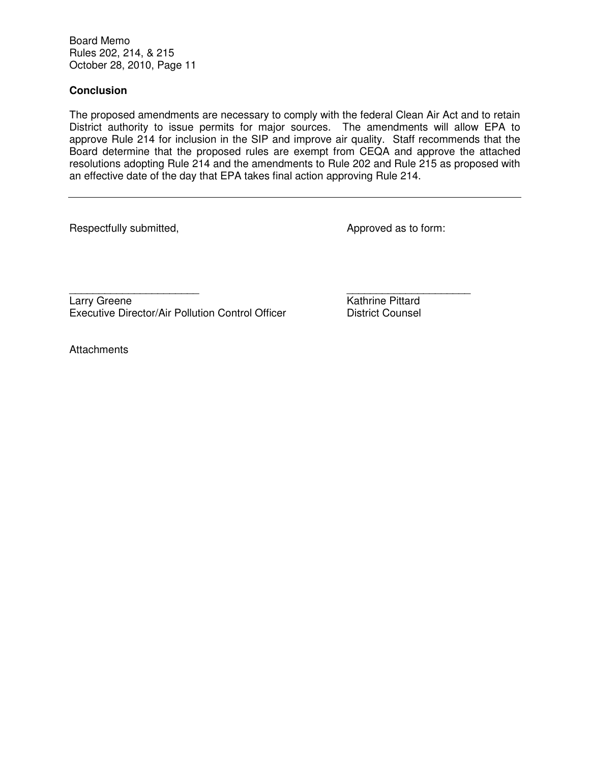**Conclusion**

The proposed amendments are necessary to comply with the federal Clean Air Act and to retain District authority to issue permits for major sources. The amendments will allow EPA to approve Rule 214 for inclusion in the SIP and improve air quality. Staff recommends that the Board determine that the proposed rules are exempt from CEQA and approve the attached resolutions adopting Rule 214 and the amendments to Rule 202 and Rule 215 as proposed with an effective date of the day that EPA takes final action approving Rule 214.

---

Respectfully submitted,

\_\_\_\_\_\_\_\_\_\_\_\_\_\_\_\_\_\_\_\_\_\_\_\_
Larry Greene
Executive Director/Air Pollution Control Officer

Approved as to form:

\_\_\_\_\_\_\_\_\_\_\_\_\_\_\_\_\_\_\_\_\_\_\_\_
Kathrine Pittard
District Counsel

Attachments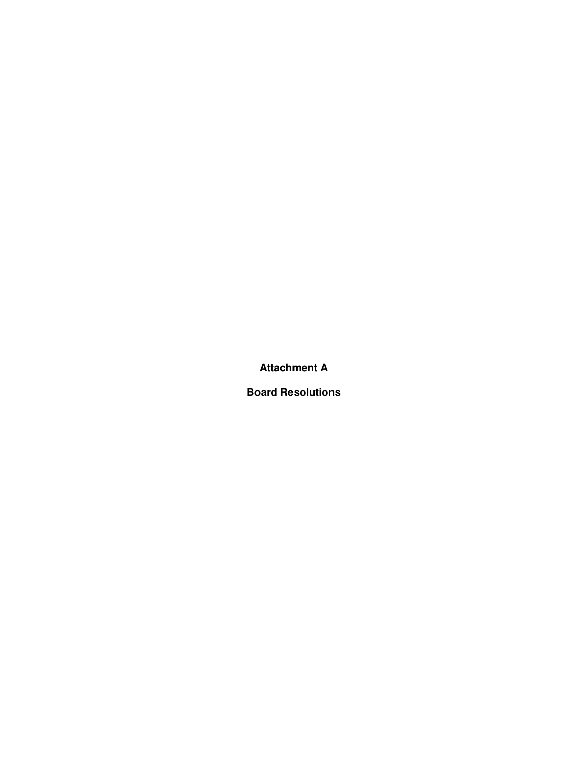# Attachment A

# Board Resolutions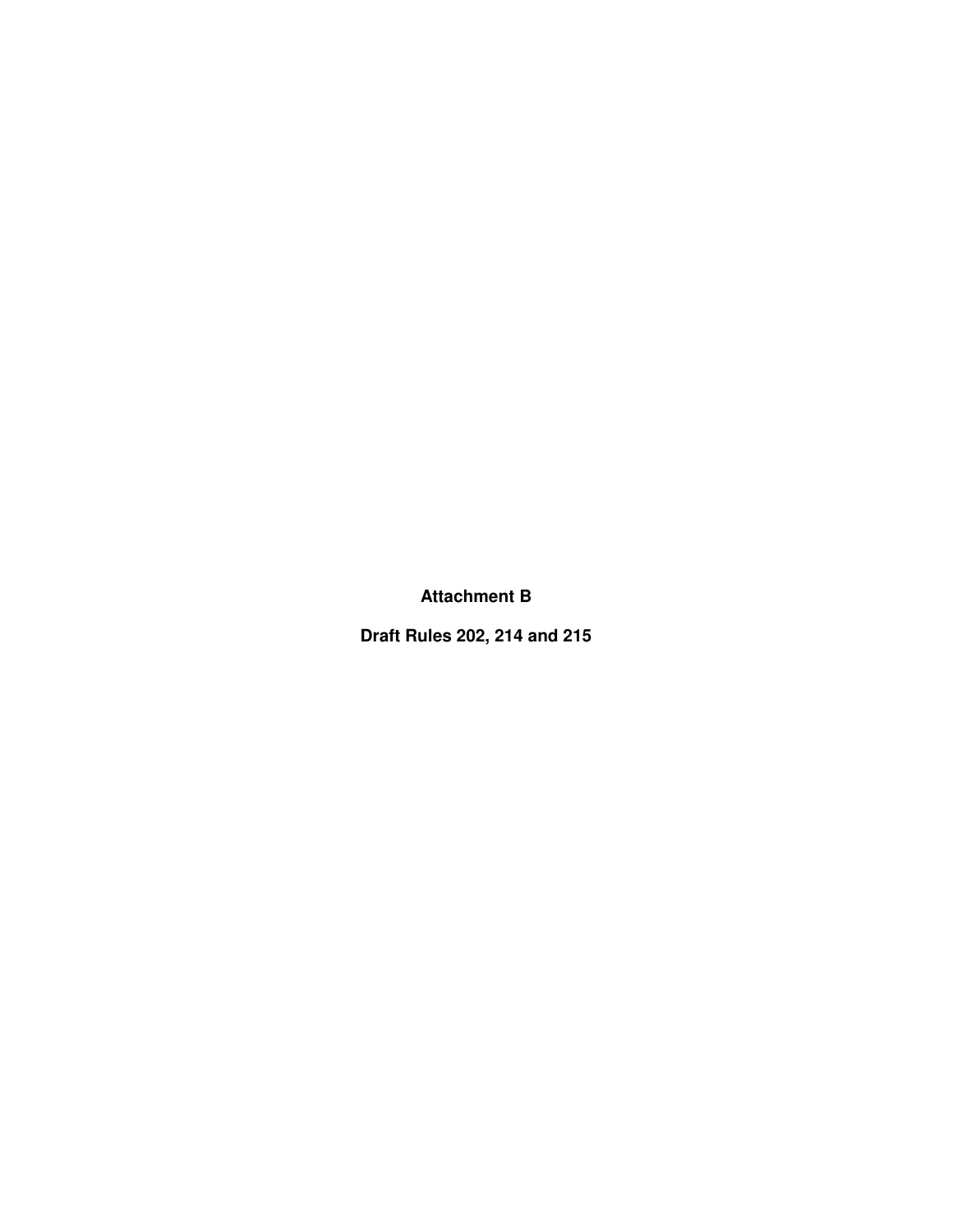# Attachment B

## Draft Rules 202, 214 and 215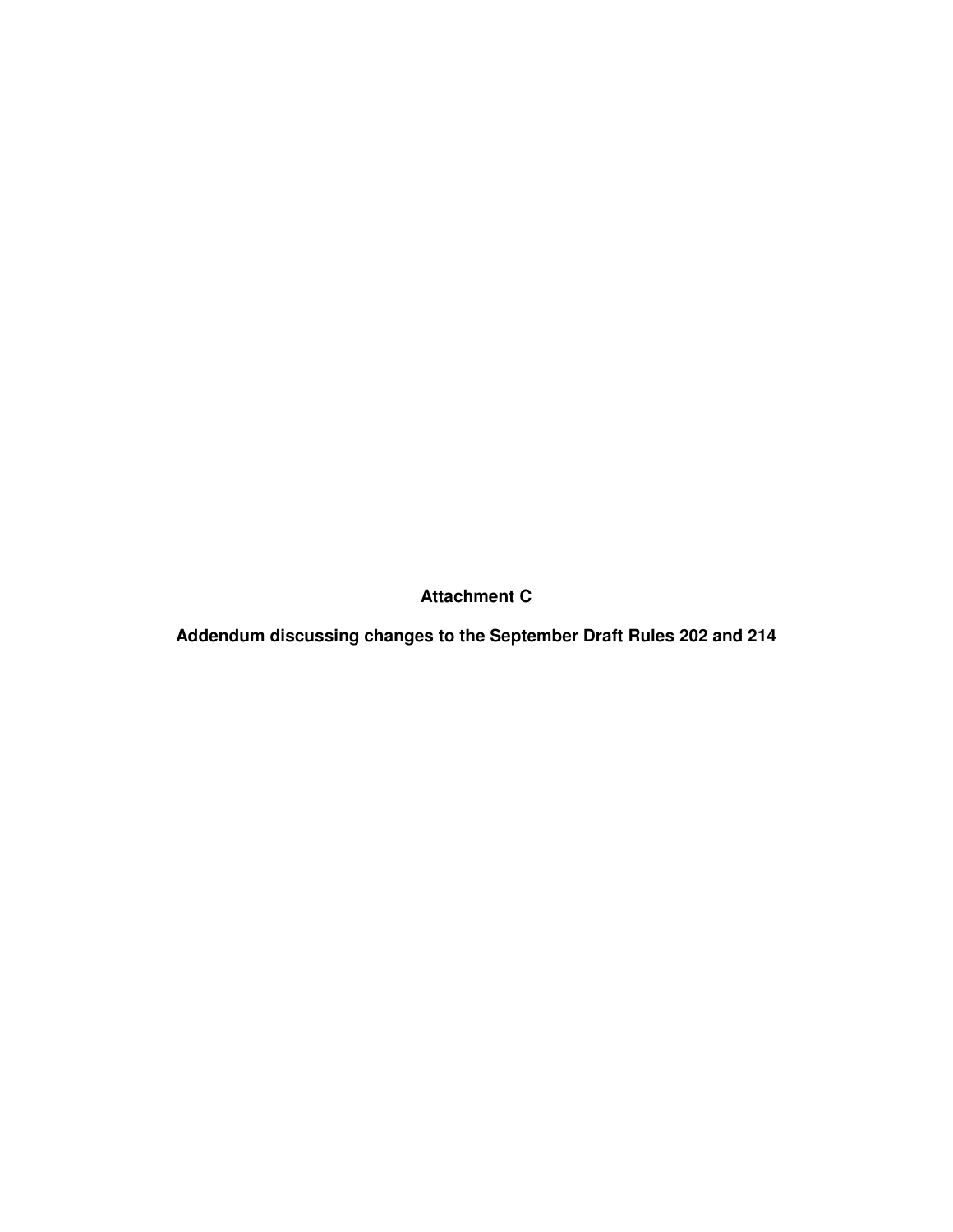# Attachment C

## Addendum discussing changes to the September Draft Rules 202 and 214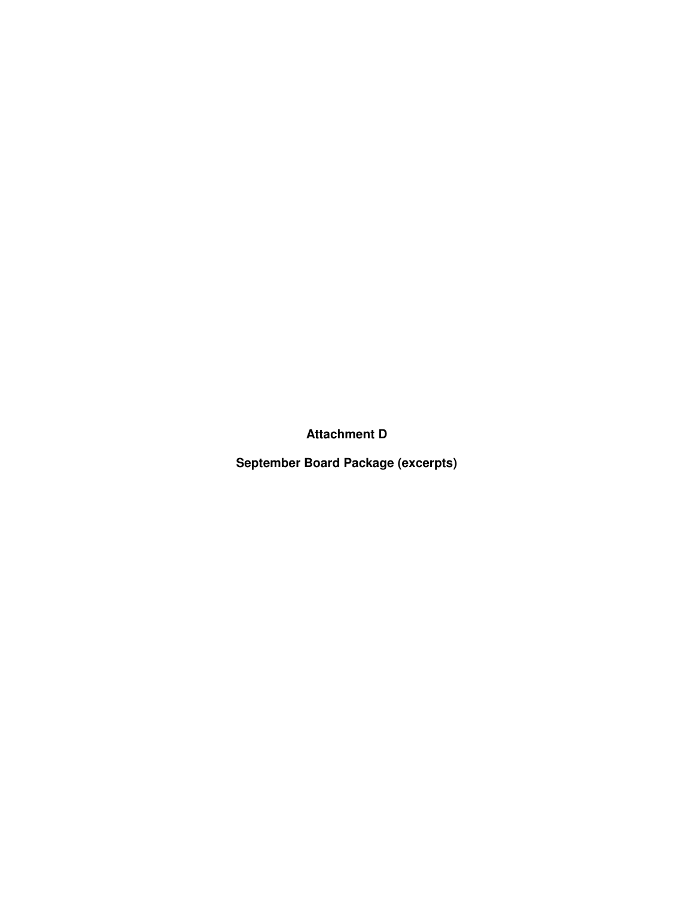# Attachment D

## September Board Package (excerpts)